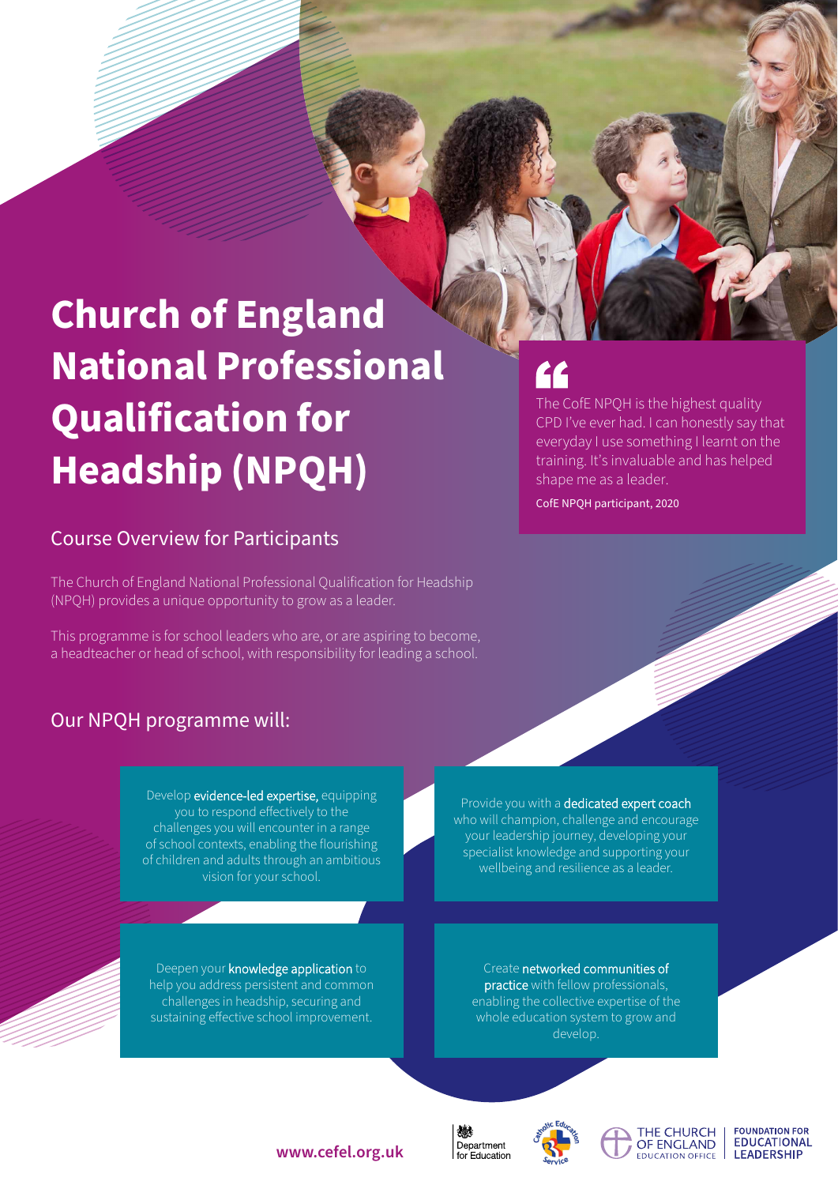# Church of England National Professional Qualification for Headship (NPQH)

## Course Overview for Participants

The Church of England National Professional Qualification for Headship (NPQH) provides a unique opportunity to grow as a leader.

This programme is for school leaders who are, or are aspiring to become, a headteacher or head of school, with responsibility for leading a school.

> The CofE NPQH is the highest quality CPD I've ever had. I can honestly say that everyday I use something I learnt on the training. It's invaluable and has helped shape me as a leader.
>
> CofE NPQH participant, 2020

## Our NPQH programme will:

Develop **evidence-led expertise,** equipping you to respond effectively to the challenges you will encounter in a range of school contexts, enabling the flourishing of children and adults through an ambitious vision for your school.

Provide you with a **dedicated expert coach** who will champion, challenge and encourage your leadership journey, developing your specialist knowledge and supporting your wellbeing and resilience as a leader.

Deepen your **knowledge application** to help you address persistent and common challenges in headship, securing and sustaining effective school improvement.

Create **networked communities of practice** with fellow professionals, enabling the collective expertise of the whole education system to grow and develop.

www.cefel.org.uk

Department for Education | Catholic Education Service | The Church of England Education Office | Foundation for Educational Leadership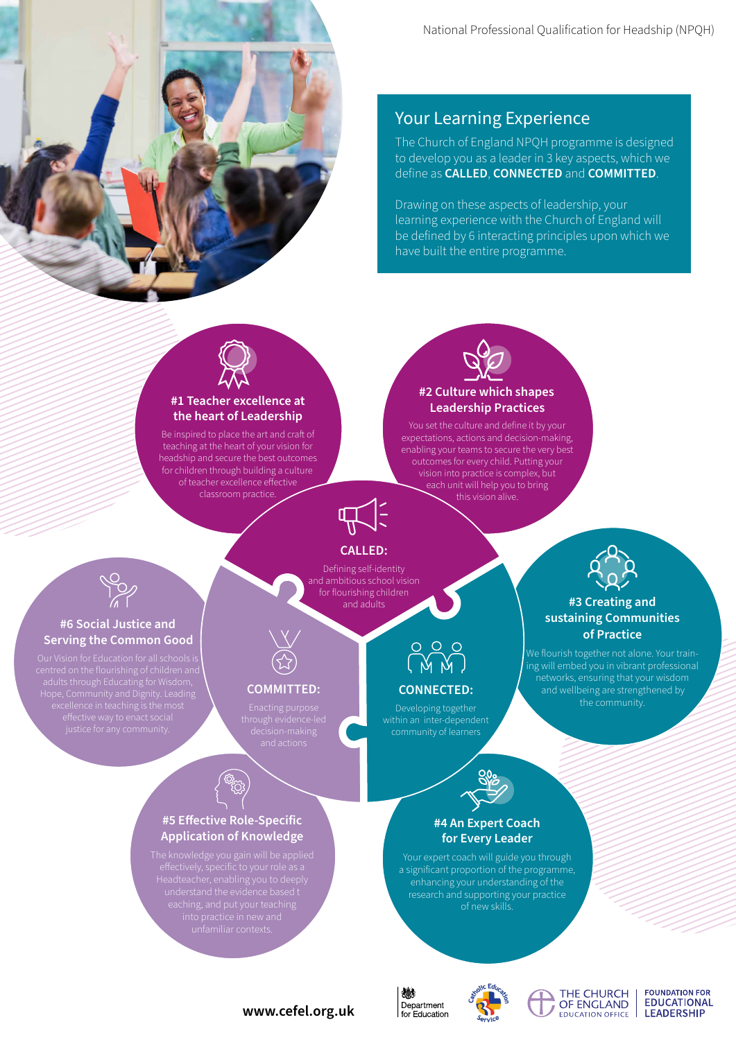## Your Learning Experience

The Church of England NPQH programme is designed to develop you as a leader in 3 key aspects, which we define as **CALLED**, **CONNECTED** and **COMMITTED**.

Drawing on these aspects of leadership, your learning experience with the Church of England will be defined by 6 interacting principles upon which we have built the entire programme.

### #1 Teacher excellence at the heart of Leadership

Be inspired to place the art and craft of teaching at the heart of your vision for headship and secure the best outcomes for children through building a culture of teacher excellence effective classroom practice.

### #2 Culture which shapes Leadership Practices

You set the culture and define it by your expectations, actions and decision-making, enabling your teams to secure the very best outcomes for every child. Putting your vision into practice is complex, but each unit will help you to bring this vision alive.

### CALLED:

Defining self-identity and ambitious school vision for flourishing children and adults

### #3 Creating and sustaining Communities of Practice

We flourish together not alone. Your training will embed you in vibrant professional networks, ensuring that your wisdom and wellbeing are strengthened by the community.

### CONNECTED:

Developing together within an inter-dependent community of learners

### #4 An Expert Coach for Every Leader

Your expert coach will guide you through a significant proportion of the programme, enhancing your understanding of the research and supporting your practice of new skills.

### #5 Effective Role-Specific Application of Knowledge

The knowledge you gain will be applied effectively, specific to your role as a Headteacher, enabling you to deeply understand the evidence based t eaching, and put your teaching into practice in new and unfamiliar contexts.

### COMMITTED:

Enacting purpose through evidence-led decision-making and actions

### #6 Social Justice and Serving the Common Good

Our Vision for Education for all schools is centred on the flourishing of children and adults through Educating for Wisdom, Hope, Community and Dignity. Leading excellence in teaching is the most effective way to enact social justice for any community.

www.cefel.org.uk

Department for Education | Catholic Education Service | The Church of England Education Office | Foundation for Educational Leadership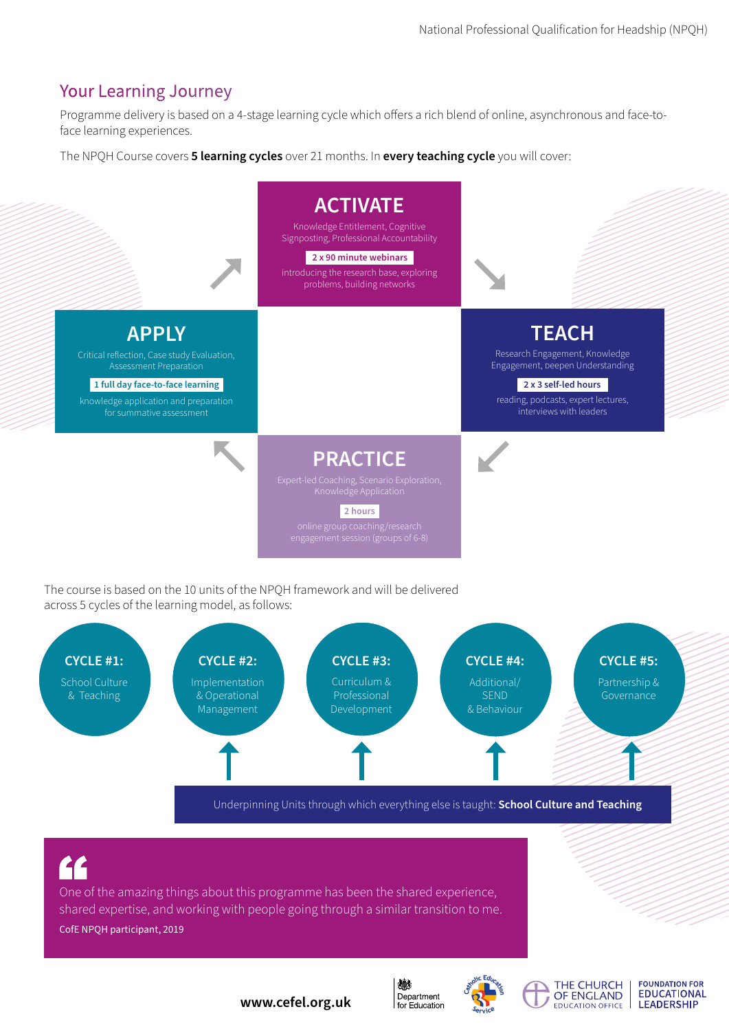## Your Learning Journey

Programme delivery is based on a 4-stage learning cycle which offers a rich blend of online, asynchronous and face-to-face learning experiences.

The NPQH Course covers **5 learning cycles** over 21 months. In **every teaching cycle** you will cover:

### ACTIVATE

Knowledge Entitlement, Cognitive Signposting, Professional Accountability

**2 x 90 minute webinars**

introducing the research base, exploring problems, building networks

### TEACH

Research Engagement, Knowledge Engagement, Deepen Understanding

**2 x 3 self-led hours**

reading, podcasts, expert lectures, interviews with leaders

### PRACTICE

Expert-led Coaching, Scenario Exploration, Knowledge Application

**2 hours**

online group coaching/research engagement session (groups of 6-8)

### APPLY

Critical reflection, Case study Evaluation, Assessment Preparation

**1 full day face-to-face learning**

knowledge application and preparation for summative assessment

The course is based on the 10 units of the NPQH framework and will be delivered across 5 cycles of the learning model, as follows:

**CYCLE #1:** School Culture & Teaching

**CYCLE #2:** Implementation & Operational Management

**CYCLE #3:** Curriculum & Professional Development

**CYCLE #4:** Additional/ SEND & Behaviour

**CYCLE #5:** Partnership & Governance

Underpinning Units through which everything else is taught: **School Culture and Teaching**

> One of the amazing things about this programme has been the shared experience, shared expertise, and working with people going through a similar transition to me.
>
> CofE NPQH participant, 2019

**www.cefel.org.uk**

Department for Education | Catholic Education Service | The Church of England Education Office | Foundation for Educational Leadership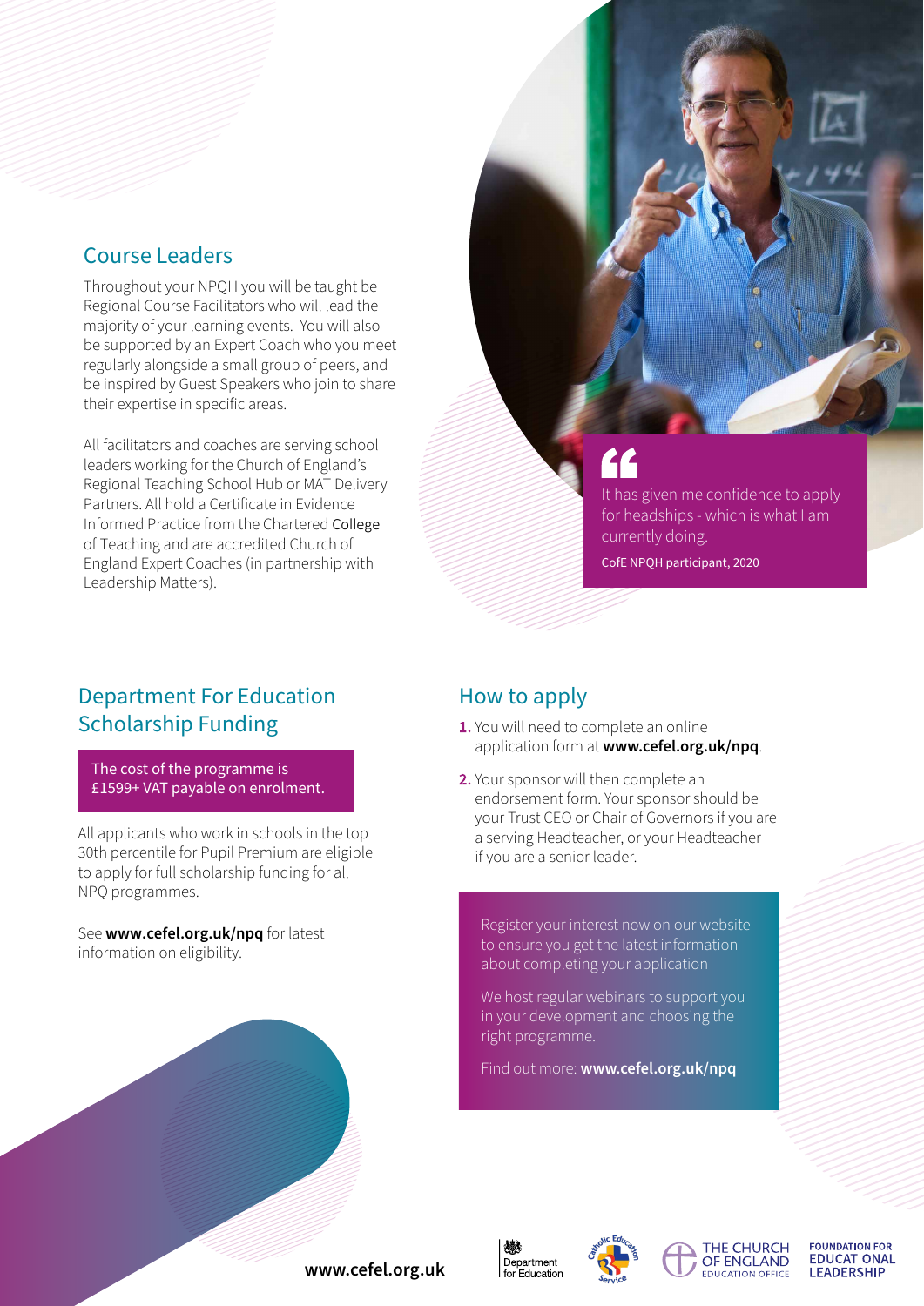## Course Leaders

Throughout your NPQH you will be taught be Regional Course Facilitators who will lead the majority of your learning events. You will also be supported by an Expert Coach who you meet regularly alongside a small group of peers, and be inspired by Guest Speakers who join to share their expertise in specific areas.

All facilitators and coaches are serving school leaders working for the Church of England's Regional Teaching School Hub or MAT Delivery Partners. All hold a Certificate in Evidence Informed Practice from the Chartered College of Teaching and are accredited Church of England Expert Coaches (in partnership with Leadership Matters).

> "It has given me confidence to apply for headships - which is what I am currently doing.
>
> CofE NPQH participant, 2020

## Department For Education Scholarship Funding

The cost of the programme is £1599+ VAT payable on enrolment.

All applicants who work in schools in the top 30th percentile for Pupil Premium are eligible to apply for full scholarship funding for all NPQ programmes.

See **www.cefel.org.uk/npq** for latest information on eligibility.

## How to apply

1. You will need to complete an online application form at **www.cefel.org.uk/npq**.
2. Your sponsor will then complete an endorsement form. Your sponsor should be your Trust CEO or Chair of Governors if you are a serving Headteacher, or your Headteacher if you are a senior leader.

Register your interest now on our website to ensure you get the latest information about completing your application

We host regular webinars to support you in your development and choosing the right programme.

Find out more: **www.cefel.org.uk/npq**

**www.cefel.org.uk**

Department for Education | Catholic Education Service | The Church of England Education Office | Foundation for Educational Leadership